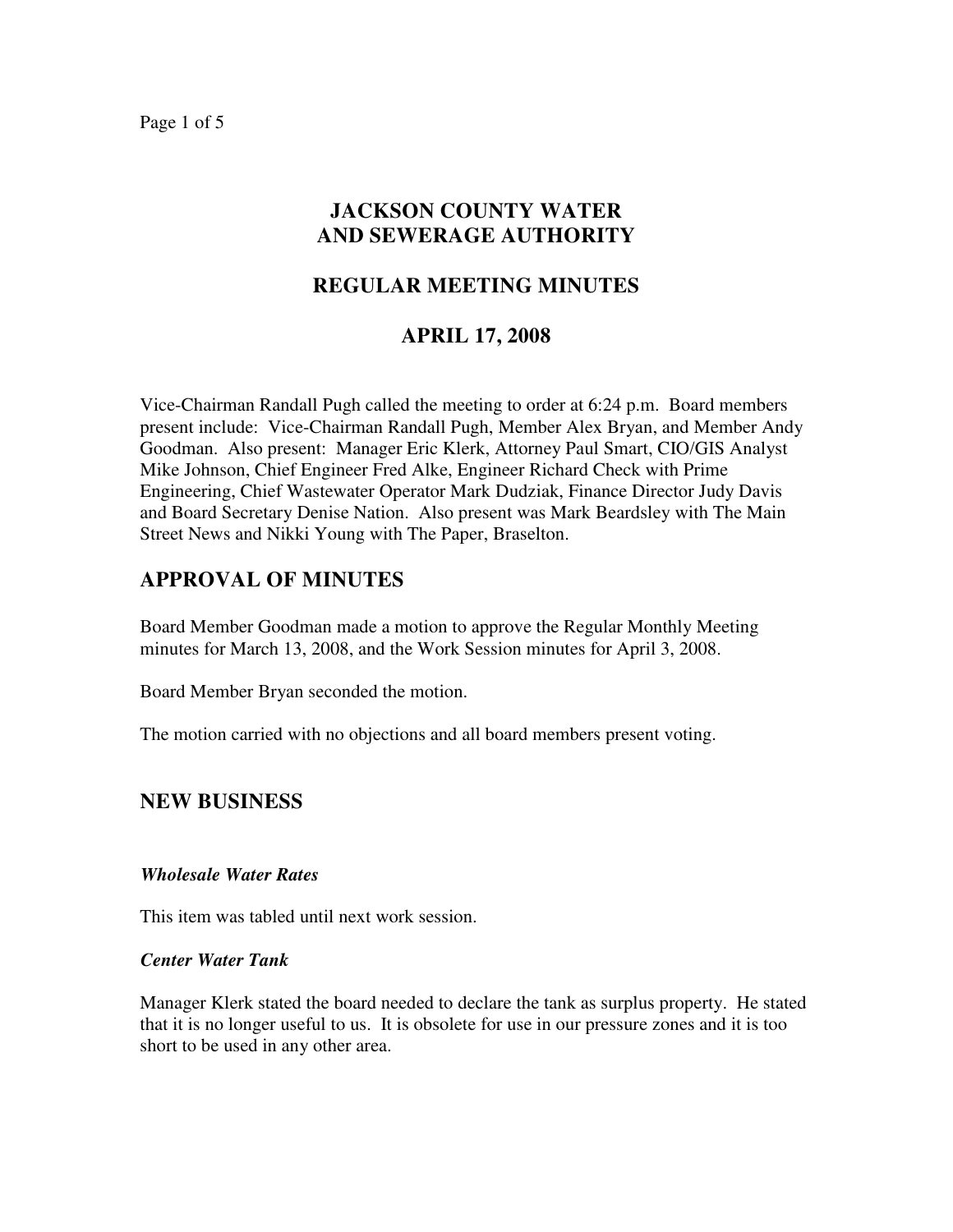# JACKSON COUNTY WATER AND SEWERAGE AUTHORITY

## REGULAR MEETING MINUTES

## APRIL 17, 2008

Vice-Chairman Randall Pugh called the meeting to order at 6:24 p.m. Board members present include: Vice-Chairman Randall Pugh, Member Alex Bryan, and Member Andy Goodman. Also present: Manager Eric Klerk, Attorney Paul Smart, CIO/GIS Analyst Mike Johnson, Chief Engineer Fred Alke, Engineer Richard Check with Prime Engineering, Chief Wastewater Operator Mark Dudziak, Finance Director Judy Davis and Board Secretary Denise Nation. Also present was Mark Beardsley with The Main Street News and Nikki Young with The Paper, Braselton.

## APPROVAL OF MINUTES

Board Member Goodman made a motion to approve the Regular Monthly Meeting minutes for March 13, 2008, and the Work Session minutes for April 3, 2008.

Board Member Bryan seconded the motion.

The motion carried with no objections and all board members present voting.

## NEW BUSINESS

***Wholesale Water Rates***

This item was tabled until next work session.

***Center Water Tank***

Manager Klerk stated the board needed to declare the tank as surplus property. He stated that it is no longer useful to us. It is obsolete for use in our pressure zones and it is too short to be used in any other area.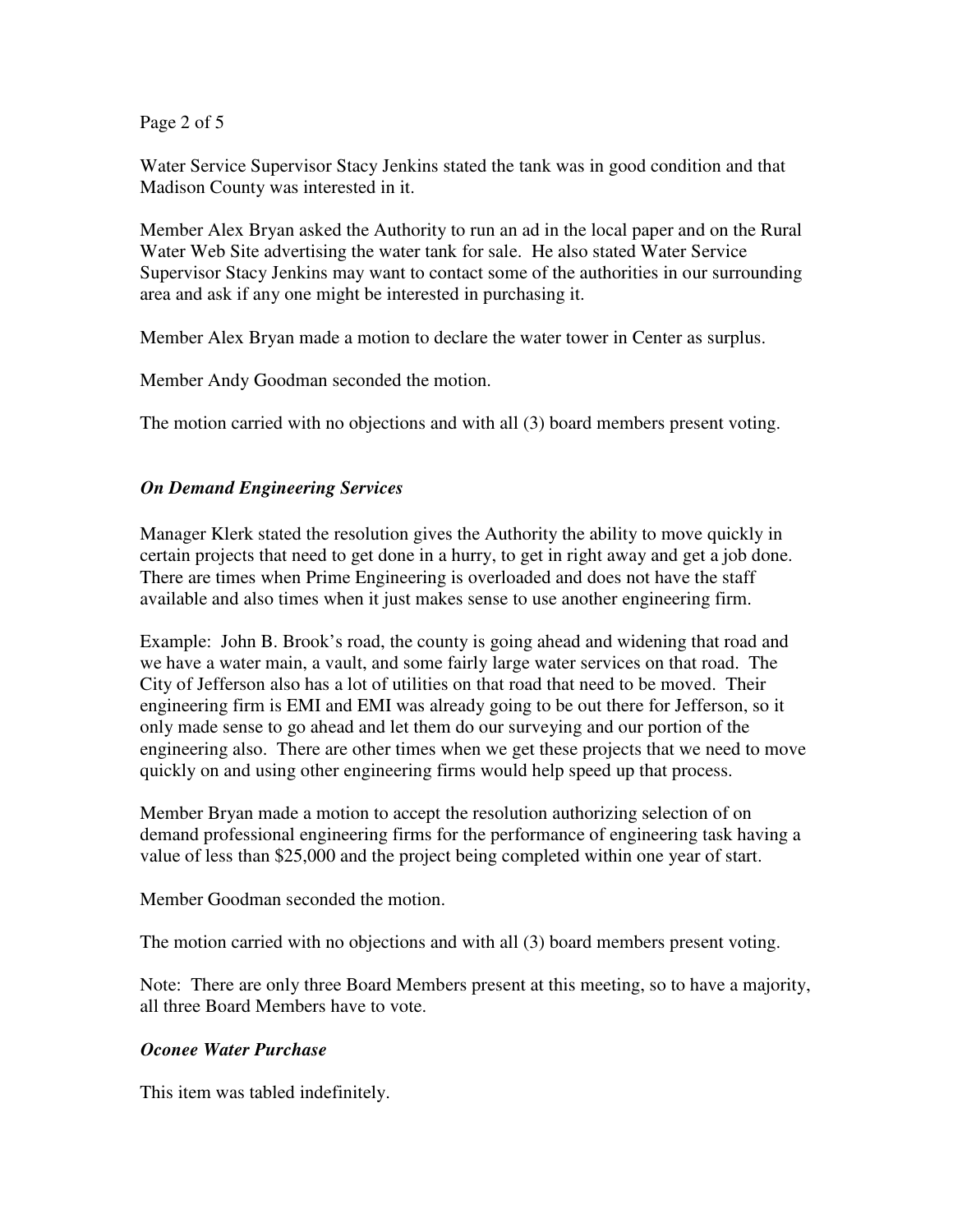Water Service Supervisor Stacy Jenkins stated the tank was in good condition and that Madison County was interested in it.

Member Alex Bryan asked the Authority to run an ad in the local paper and on the Rural Water Web Site advertising the water tank for sale. He also stated Water Service Supervisor Stacy Jenkins may want to contact some of the authorities in our surrounding area and ask if any one might be interested in purchasing it.

Member Alex Bryan made a motion to declare the water tower in Center as surplus.

Member Andy Goodman seconded the motion.

The motion carried with no objections and with all (3) board members present voting.

***On Demand Engineering Services***

Manager Klerk stated the resolution gives the Authority the ability to move quickly in certain projects that need to get done in a hurry, to get in right away and get a job done. There are times when Prime Engineering is overloaded and does not have the staff available and also times when it just makes sense to use another engineering firm.

Example: John B. Brook's road, the county is going ahead and widening that road and we have a water main, a vault, and some fairly large water services on that road. The City of Jefferson also has a lot of utilities on that road that need to be moved. Their engineering firm is EMI and EMI was already going to be out there for Jefferson, so it only made sense to go ahead and let them do our surveying and our portion of the engineering also. There are other times when we get these projects that we need to move quickly on and using other engineering firms would help speed up that process.

Member Bryan made a motion to accept the resolution authorizing selection of on demand professional engineering firms for the performance of engineering task having a value of less than $25,000 and the project being completed within one year of start.

Member Goodman seconded the motion.

The motion carried with no objections and with all (3) board members present voting.

Note: There are only three Board Members present at this meeting, so to have a majority, all three Board Members have to vote.

***Oconee Water Purchase***

This item was tabled indefinitely.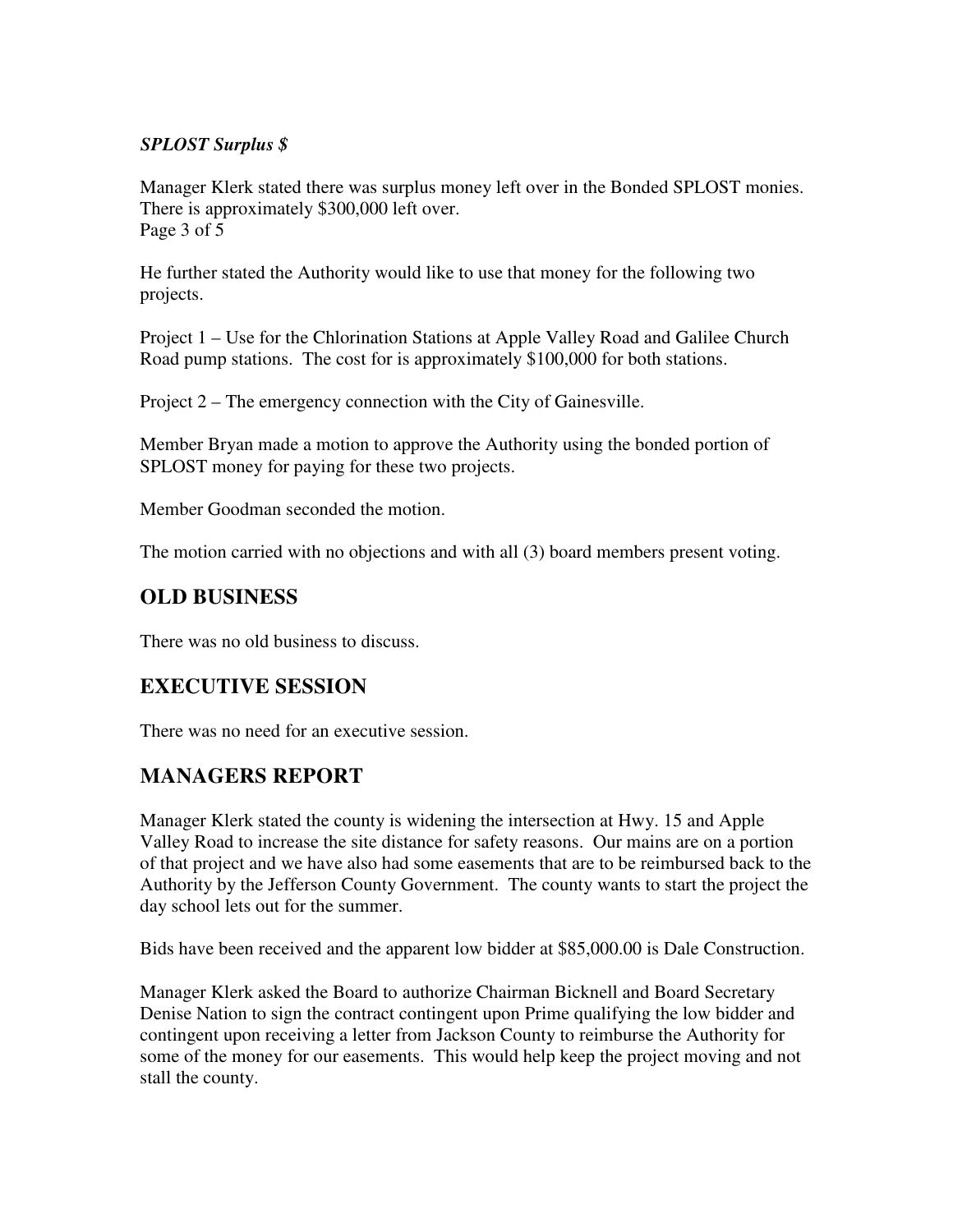***SPLOST Surplus $***

Manager Klerk stated there was surplus money left over in the Bonded SPLOST monies. There is approximately $300,000 left over.

He further stated the Authority would like to use that money for the following two projects.

Project 1 – Use for the Chlorination Stations at Apple Valley Road and Galilee Church Road pump stations. The cost for is approximately $100,000 for both stations.

Project 2 – The emergency connection with the City of Gainesville.

Member Bryan made a motion to approve the Authority using the bonded portion of SPLOST money for paying for these two projects.

Member Goodman seconded the motion.

The motion carried with no objections and with all (3) board members present voting.

## OLD BUSINESS

There was no old business to discuss.

## EXECUTIVE SESSION

There was no need for an executive session.

## MANAGERS REPORT

Manager Klerk stated the county is widening the intersection at Hwy. 15 and Apple Valley Road to increase the site distance for safety reasons. Our mains are on a portion of that project and we have also had some easements that are to be reimbursed back to the Authority by the Jefferson County Government. The county wants to start the project the day school lets out for the summer.

Bids have been received and the apparent low bidder at $85,000.00 is Dale Construction.

Manager Klerk asked the Board to authorize Chairman Bicknell and Board Secretary Denise Nation to sign the contract contingent upon Prime qualifying the low bidder and contingent upon receiving a letter from Jackson County to reimburse the Authority for some of the money for our easements. This would help keep the project moving and not stall the county.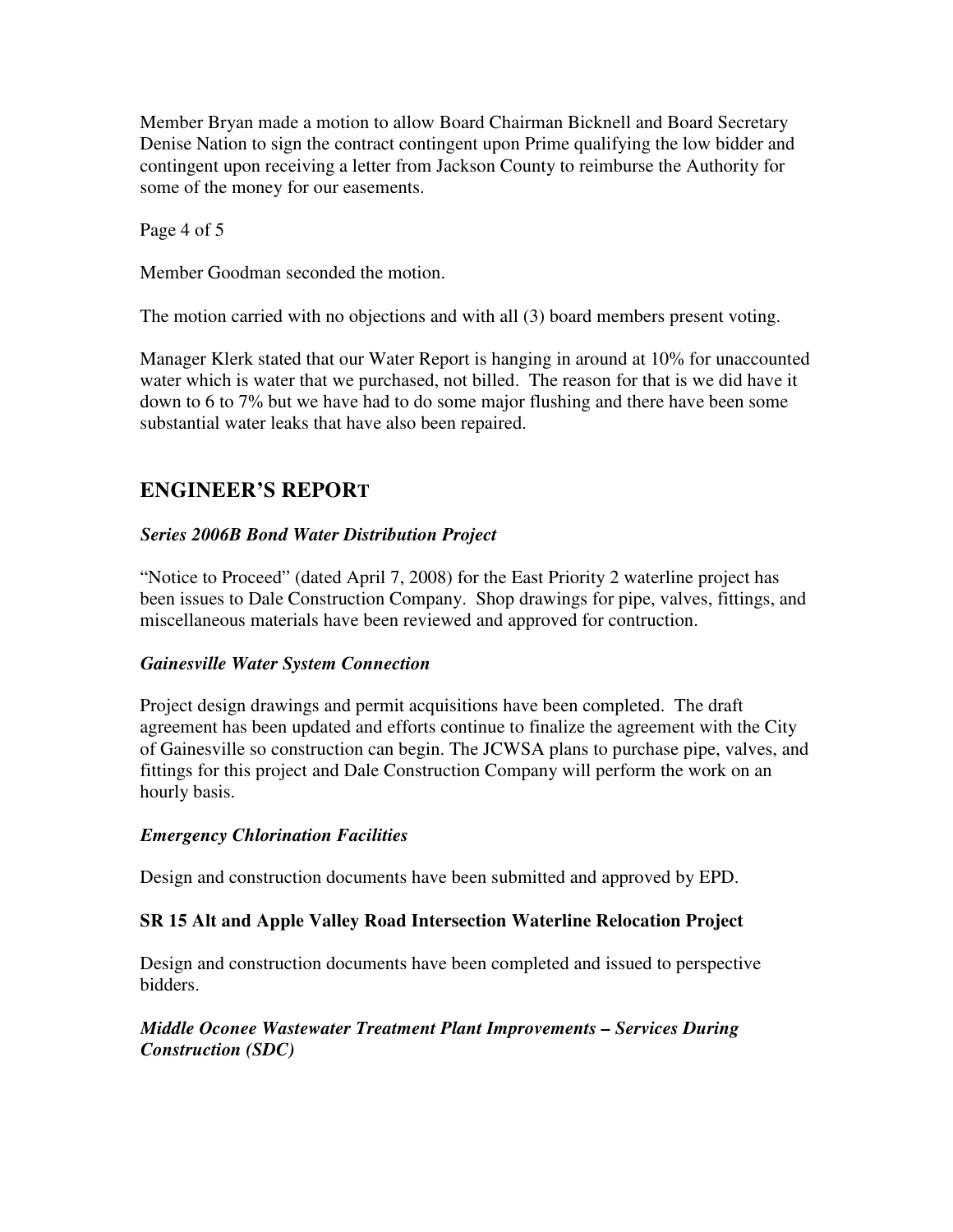Member Bryan made a motion to allow Board Chairman Bicknell and Board Secretary Denise Nation to sign the contract contingent upon Prime qualifying the low bidder and contingent upon receiving a letter from Jackson County to reimburse the Authority for some of the money for our easements.

Member Goodman seconded the motion.

The motion carried with no objections and with all (3) board members present voting.

Manager Klerk stated that our Water Report is hanging in around at 10% for unaccounted water which is water that we purchased, not billed. The reason for that is we did have it down to 6 to 7% but we have had to do some major flushing and there have been some substantial water leaks that have also been repaired.

## ENGINEER'S REPORT

### *Series 2006B Bond Water Distribution Project*

"Notice to Proceed" (dated April 7, 2008) for the East Priority 2 waterline project has been issues to Dale Construction Company. Shop drawings for pipe, valves, fittings, and miscellaneous materials have been reviewed and approved for contruction.

### *Gainesville Water System Connection*

Project design drawings and permit acquisitions have been completed. The draft agreement has been updated and efforts continue to finalize the agreement with the City of Gainesville so construction can begin. The JCWSA plans to purchase pipe, valves, and fittings for this project and Dale Construction Company will perform the work on an hourly basis.

### *Emergency Chlorination Facilities*

Design and construction documents have been submitted and approved by EPD.

### SR 15 Alt and Apple Valley Road Intersection Waterline Relocation Project

Design and construction documents have been completed and issued to perspective bidders.

### *Middle Oconee Wastewater Treatment Plant Improvements – Services During Construction (SDC)*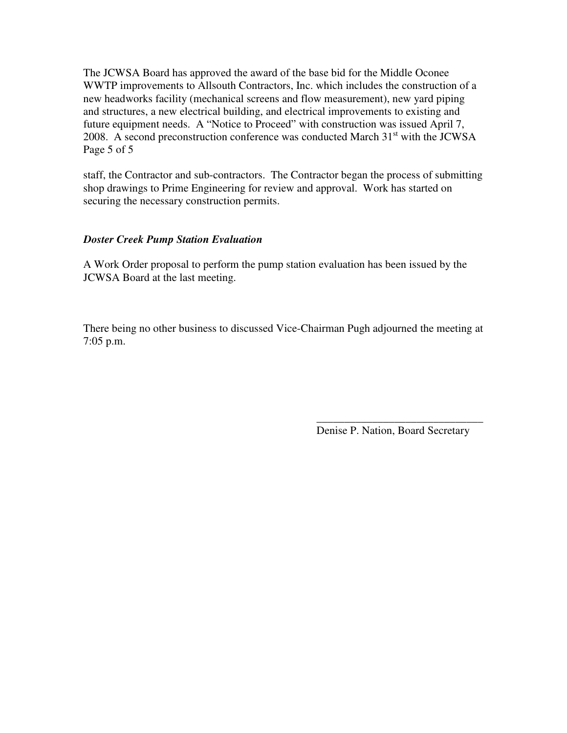The JCWSA Board has approved the award of the base bid for the Middle Oconee WWTP improvements to Allsouth Contractors, Inc. which includes the construction of a new headworks facility (mechanical screens and flow measurement), new yard piping and structures, a new electrical building, and electrical improvements to existing and future equipment needs. A "Notice to Proceed" with construction was issued April 7, 2008. A second preconstruction conference was conducted March 31st with the JCWSA staff, the Contractor and sub-contractors. The Contractor began the process of submitting shop drawings to Prime Engineering for review and approval. Work has started on securing the necessary construction permits.

***Doster Creek Pump Station Evaluation***

A Work Order proposal to perform the pump station evaluation has been issued by the JCWSA Board at the last meeting.

There being no other business to discussed Vice-Chairman Pugh adjourned the meeting at 7:05 p.m.

\_\_\_\_\_\_\_\_\_\_\_\_\_\_\_\_\_\_\_\_\_\_\_\_\_\_\_\_\_\_
Denise P. Nation, Board Secretary